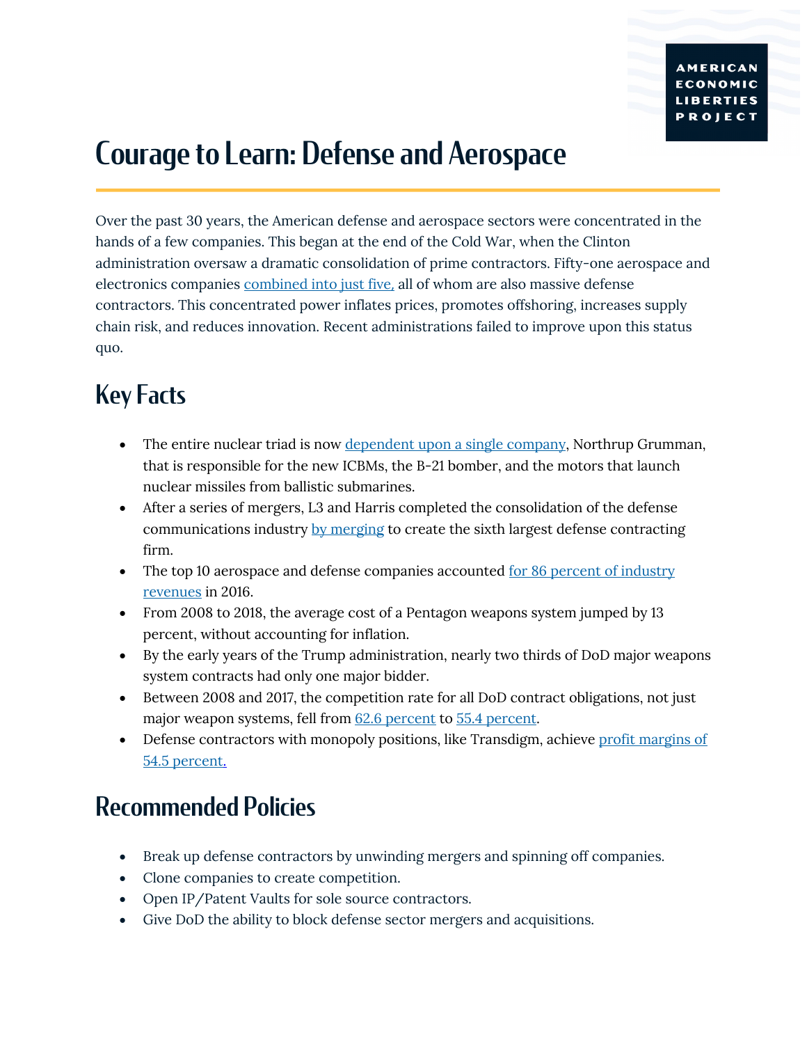AMERICAN ECONOMIC LIBERTIES PROJECT

# Courage to Learn: Defense and Aerospace

Over the past 30 years, the American defense and aerospace sectors were concentrated in the hands of a few companies. This began at the end of the Cold War, when the Clinton administration oversaw a dramatic consolidation of prime contractors. Fifty-one aerospace and electronics companies combined into just five, all of whom are also massive defense contractors. This concentrated power inflates prices, promotes offshoring, increases supply chain risk, and reduces innovation. Recent administrations failed to improve upon this status quo.

## Key Facts

- The entire nuclear triad is now dependent upon a single company, Northrup Grumman, that is responsible for the new ICBMs, the B-21 bomber, and the motors that launch nuclear missiles from ballistic submarines.
- After a series of mergers, L3 and Harris completed the consolidation of the defense communications industry by merging to create the sixth largest defense contracting firm.
- The top 10 aerospace and defense companies accounted for 86 percent of industry revenues in 2016.
- From 2008 to 2018, the average cost of a Pentagon weapons system jumped by 13 percent, without accounting for inflation.
- By the early years of the Trump administration, nearly two thirds of DoD major weapons system contracts had only one major bidder.
- Between 2008 and 2017, the competition rate for all DoD contract obligations, not just major weapon systems, fell from 62.6 percent to 55.4 percent.
- Defense contractors with monopoly positions, like Transdigm, achieve profit margins of 54.5 percent.

## Recommended Policies

- Break up defense contractors by unwinding mergers and spinning off companies.
- Clone companies to create competition.
- Open IP/Patent Vaults for sole source contractors.
- Give DoD the ability to block defense sector mergers and acquisitions.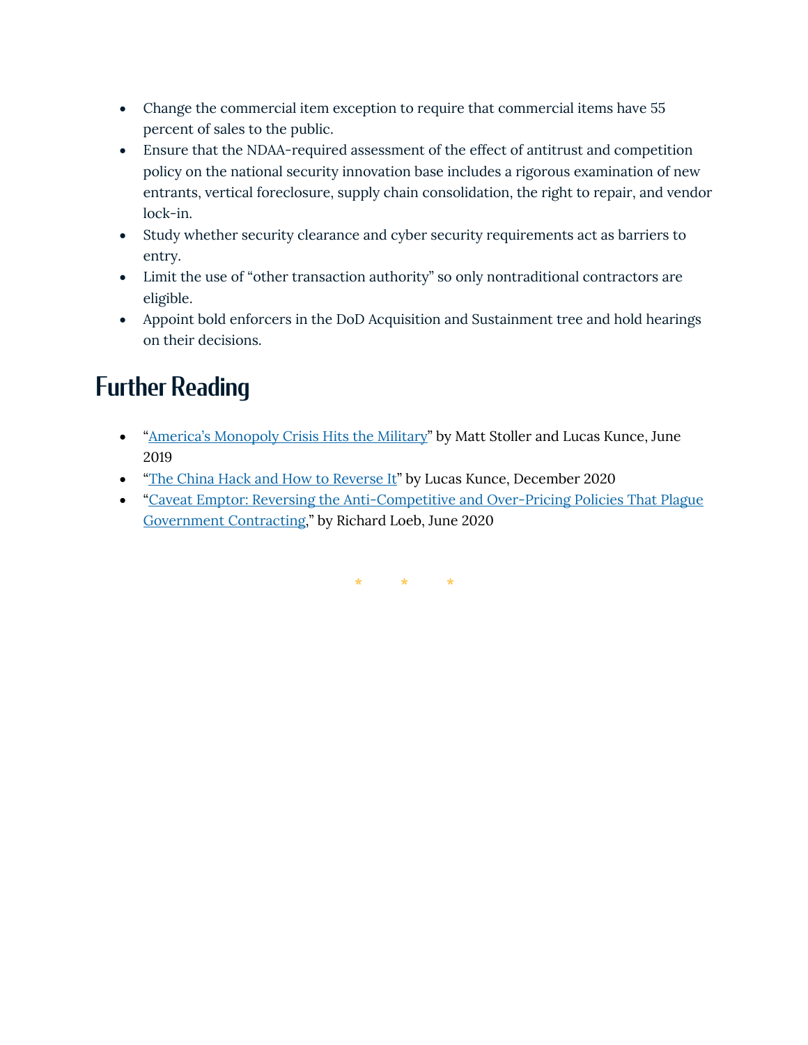- Change the commercial item exception to require that commercial items have 55 percent of sales to the public.
- Ensure that the NDAA-required assessment of the effect of antitrust and competition policy on the national security innovation base includes a rigorous examination of new entrants, vertical foreclosure, supply chain consolidation, the right to repair, and vendor lock-in.
- Study whether security clearance and cyber security requirements act as barriers to entry.
- Limit the use of "other transaction authority" so only nontraditional contractors are eligible.
- Appoint bold enforcers in the DoD Acquisition and Sustainment tree and hold hearings on their decisions.

## Further Reading

- "America's Monopoly Crisis Hits the Military" by Matt Stoller and Lucas Kunce, June 2019
- "The China Hack and How to Reverse It" by Lucas Kunce, December 2020
- "Caveat Emptor: Reversing the Anti-Competitive and Over-Pricing Policies That Plague Government Contracting," by Richard Loeb, June 2020

\* \* \*